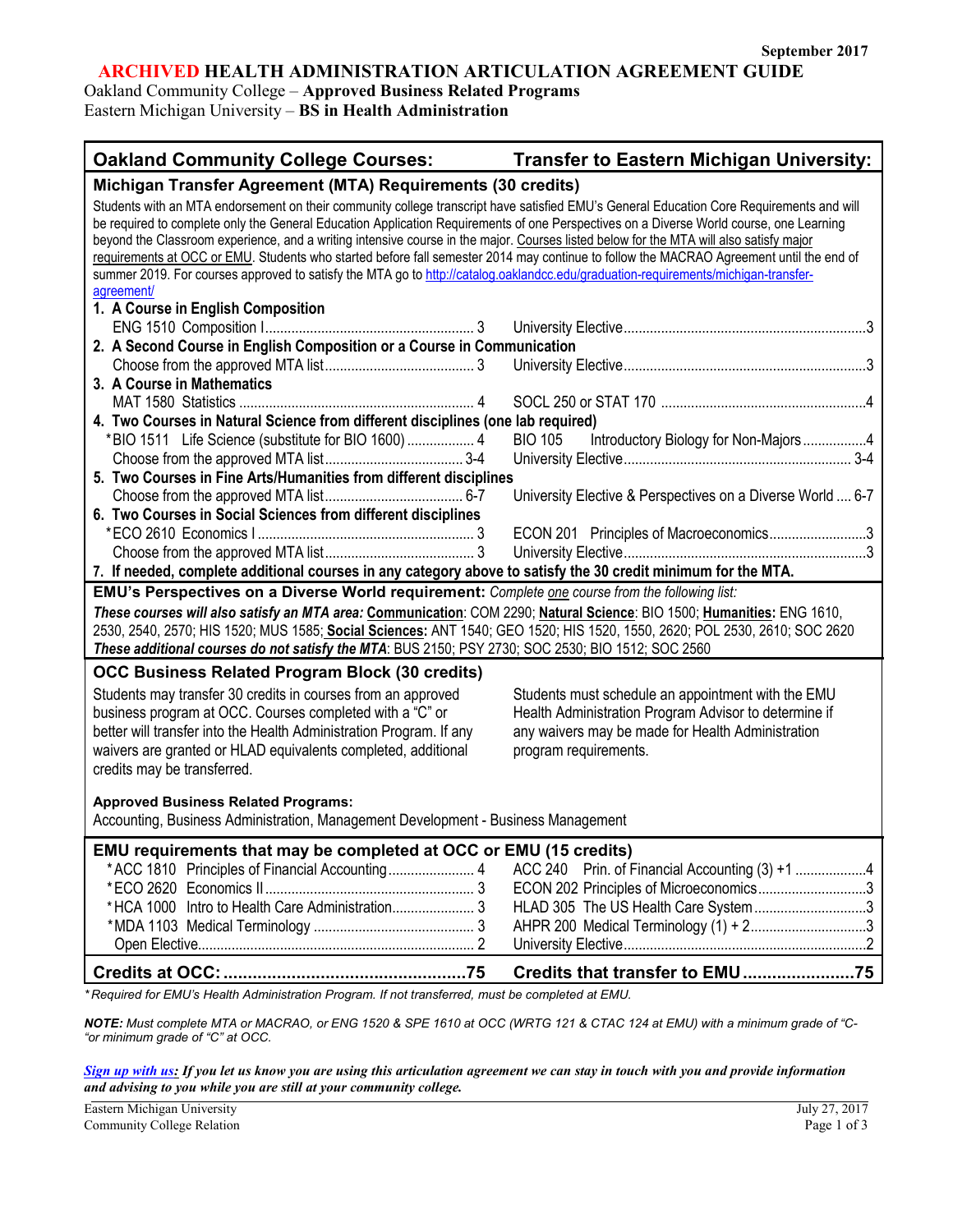September 2017

# ARCHIVED HEALTH ADMINISTRATION ARTICULATION AGREEMENT GUIDE

Oakland Community College – **Approved Business Related Programs**
Eastern Michigan University – **BS in Health Administration**

| Oakland Community College Courses: | Transfer to Eastern Michigan University: |
|---|---|
| **Michigan Transfer Agreement (MTA) Requirements (30 credits)** | |
| Students with an MTA endorsement on their community college transcript have satisfied EMU's General Education Core Requirements and will be required to complete only the General Education Application Requirements of one Perspectives on a Diverse World course, one Learning beyond the Classroom experience, and a writing intensive course in the major. Courses listed below for the MTA will also satisfy major requirements at OCC or EMU. Students who started before fall semester 2014 may continue to follow the MACRAO Agreement until the end of summer 2019. For courses approved to satisfy the MTA go to http://catalog.oaklandcc.edu/graduation-requirements/michigan-transfer-agreement/ | |
| **1. A Course in English Composition** | |
| ENG 1510 Composition I ....... 3 | University Elective ....... 3 |
| **2. A Second Course in English Composition or a Course in Communication** | |
| Choose from the approved MTA list ....... 3 | University Elective ....... 3 |
| **3. A Course in Mathematics** | |
| MAT 1580 Statistics ....... 4 | SOCL 250 or STAT 170 ....... 4 |
| **4. Two Courses in Natural Science from different disciplines (one lab required)** | |
| *BIO 1511 Life Science (substitute for BIO 1600) ....... 4 | BIO 105 Introductory Biology for Non-Majors ....... 4 |
| Choose from the approved MTA list ....... 3-4 | University Elective ....... 3-4 |
| **5. Two Courses in Fine Arts/Humanities from different disciplines** | |
| Choose from the approved MTA list ....... 6-7 | University Elective & Perspectives on a Diverse World ....... 6-7 |
| **6. Two Courses in Social Sciences from different disciplines** | |
| *ECO 2610 Economics I ....... 3 | ECON 201 Principles of Macroeconomics ....... 3 |
| Choose from the approved MTA list ....... 3 | University Elective ....... 3 |
| **7. If needed, complete additional courses in any category above to satisfy the 30 credit minimum for the MTA.** | |

**EMU's Perspectives on a Diverse World requirement:** *Complete one course from the following list:*

***These courses will also satisfy an MTA area:*** **Communication**: COM 2290; **Natural Science**: BIO 1500; **Humanities:** ENG 1610, 2530, 2540, 2570; HIS 1520; MUS 1585; **Social Sciences:** ANT 1540; GEO 1520; HIS 1520, 1550, 2620; POL 2530, 2610; SOC 2620
***These additional courses do not satisfy the MTA***: BUS 2150; PSY 2730; SOC 2530; BIO 1512; SOC 2560

## OCC Business Related Program Block (30 credits)

Students may transfer 30 credits in courses from an approved business program at OCC. Courses completed with a "C" or better will transfer into the Health Administration Program. If any waivers are granted or HLAD equivalents completed, additional credits may be transferred.

Students must schedule an appointment with the EMU Health Administration Program Advisor to determine if any waivers may be made for Health Administration program requirements.

**Approved Business Related Programs:**
Accounting, Business Administration, Management Development - Business Management

## EMU requirements that may be completed at OCC or EMU (15 credits)

| Oakland Community College Courses | Transfer to Eastern Michigan University |
|---|---|
| *ACC 1810 Principles of Financial Accounting ....... 4 | ACC 240 Prin. of Financial Accounting (3) +1 ....... 4 |
| *ECO 2620 Economics II ....... 3 | ECON 202 Principles of Microeconomics ....... 3 |
| *HCA 1000 Intro to Health Care Administration ....... 3 | HLAD 305 The US Health Care System ....... 3 |
| *MDA 1103 Medical Terminology ....... 3 | AHPR 200 Medical Terminology (1) + 2 ....... 3 |
| Open Elective ....... 2 | University Elective ....... 2 |
| **Credits at OCC: ....... 75** | **Credits that transfer to EMU ....... 75** |

*\* Required for EMU's Health Administration Program. If not transferred, must be completed at EMU.*

***NOTE:*** *Must complete MTA or MACRAO, or ENG 1520 & SPE 1610 at OCC (WRTG 121 & CTAC 124 at EMU) with a minimum grade of "C-" or minimum grade of "C" at OCC.*

***Sign up with us:*** ***If you let us know you are using this articulation agreement we can stay in touch with you and provide information and advising to you while you are still at your community college.***

Eastern Michigan University
Community College Relation

July 27, 2017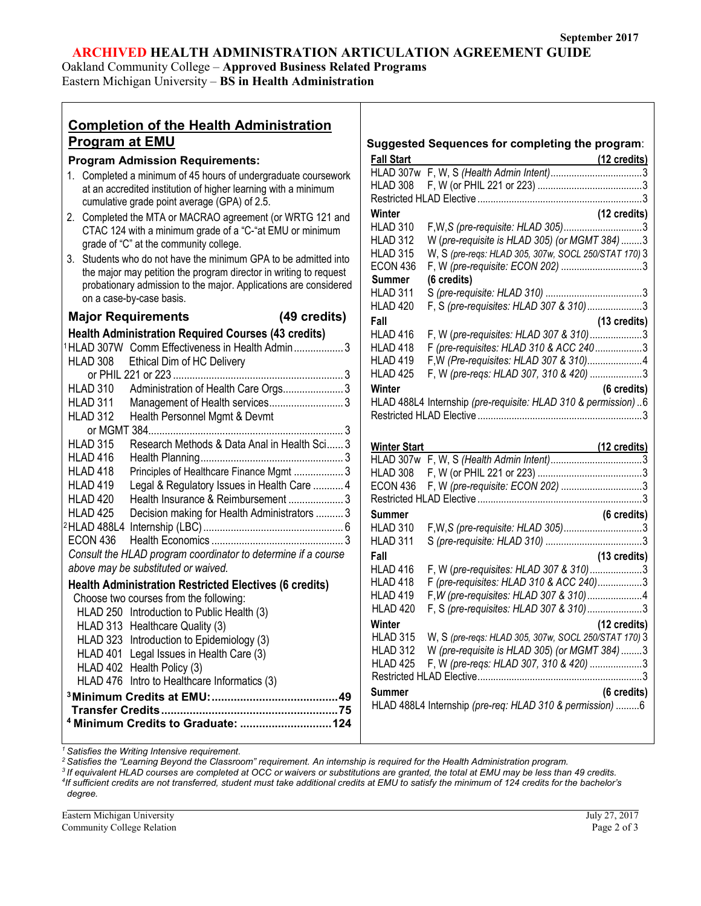September 2017

# ARCHIVED HEALTH ADMINISTRATION ARTICULATION AGREEMENT GUIDE

Oakland Community College – **Approved Business Related Programs**
Eastern Michigan University – **BS in Health Administration**

## Completion of the Health Administration Program at EMU

### Program Admission Requirements:

1. Completed a minimum of 45 hours of undergraduate coursework at an accredited institution of higher learning with a minimum cumulative grade point average (GPA) of 2.5.
2. Completed the MTA or MACRAO agreement (or WRTG 121 and CTAC 124 with a minimum grade of a "C-"at EMU or minimum grade of "C" at the community college.
3. Students who do not have the minimum GPA to be admitted into the major may petition the program director in writing to request probationary admission to the major. Applications are considered on a case-by-case basis.

### Major Requirements (49 credits)

**Health Administration Required Courses (43 credits)**

| Course | Title | Credits |
|---|---|---|
| [1]HLAD 307W | Comm Effectiveness in Health Admin | 3 |
| HLAD 308 | Ethical Dim of HC Delivery or PHIL 221 or 223 | 3 |
| HLAD 310 | Administration of Health Care Orgs | 3 |
| HLAD 311 | Management of Health services | 3 |
| HLAD 312 | Health Personnel Mgmt & Devmt or MGMT 384 | 3 |
| HLAD 315 | Research Methods & Data Anal in Health Sci | 3 |
| HLAD 416 | Health Planning | 3 |
| HLAD 418 | Principles of Healthcare Finance Mgmt | 3 |
| HLAD 419 | Legal & Regulatory Issues in Health Care | 4 |
| HLAD 420 | Health Insurance & Reimbursement | 3 |
| HLAD 425 | Decision making for Health Administrators | 3 |
| [2]HLAD 488L4 | Internship (LBC) | 6 |
| ECON 436 | Health Economics | 3 |

*Consult the HLAD program coordinator to determine if a course above may be substituted or waived.*

**Health Administration Restricted Electives (6 credits)**

Choose two courses from the following:

- HLAD 250 Introduction to Public Health (3)
- HLAD 313 Healthcare Quality (3)
- HLAD 323 Introduction to Epidemiology (3)
- HLAD 401 Legal Issues in Health Care (3)
- HLAD 402 Health Policy (3)
- HLAD 476 Intro to Healthcare Informatics (3)

**[3]Minimum Credits at EMU: 49**
**Transfer Credits 75**
**[4]Minimum Credits to Graduate: 124**

### Suggested Sequences for completing the program:

**Fall Start**

| Course | Offered / Prerequisites | Credits |
|---|---|---|
| **Fall** | | **(12 credits)** |
| HLAD 307w | F, W, S *(Health Admin Intent)* | 3 |
| HLAD 308 | F, W (or PHIL 221 or 223) | 3 |
| Restricted HLAD Elective | | 3 |
| **Winter** | | **(12 credits)** |
| HLAD 310 | F,W,*S (pre-requisite: HLAD 305)* | 3 |
| HLAD 312 | W *(pre-requisite is HLAD 305) (or MGMT 384)* | 3 |
| HLAD 315 | W, S *(pre-reqs: HLAD 305, 307w, SOCL 250/STAT 170)* | 3 |
| ECON 436 | F, W *(pre-requisite: ECON 202)* | 3 |
| **Summer** | | **(6 credits)** |
| HLAD 311 | S *(pre-requisite: HLAD 310)* | 3 |
| HLAD 420 | F, S *(pre-requisites: HLAD 307 & 310)* | 3 |
| **Fall** | | **(13 credits)** |
| HLAD 416 | F, W *(pre-requisites: HLAD 307 & 310)* | 3 |
| HLAD 418 | F *(pre-requisites: HLAD 310 & ACC 240* | 3 |
| HLAD 419 | F,W *(Pre-requisites: HLAD 307 & 310)* | 4 |
| HLAD 425 | F, W *(pre-reqs: HLAD 307, 310 & 420)* | 3 |
| **Winter** | | **(6 credits)** |
| HLAD 488L4 Internship | *(pre-requisite: HLAD 310 & permission)* | 6 |
| Restricted HLAD Elective | | 3 |

**Winter Start**

| Course | Offered / Prerequisites | Credits |
|---|---|---|
| **Winter** | | **(12 credits)** |
| HLAD 307w | F, W, S *(Health Admin Intent)* | 3 |
| HLAD 308 | F, W (or PHIL 221 or 223) | 3 |
| ECON 436 | F, W *(pre-requisite: ECON 202)* | 3 |
| Restricted HLAD Elective | | 3 |
| **Summer** | | **(6 credits)** |
| HLAD 310 | F,W,*S (pre-requisite: HLAD 305)* | 3 |
| HLAD 311 | S *(pre-requisite: HLAD 310)* | 3 |
| **Fall** | | **(13 credits)** |
| HLAD 416 | F, W *(pre-requisites: HLAD 307 & 310)* | 3 |
| HLAD 418 | F *(pre-requisites: HLAD 310 & ACC 240)* | 3 |
| HLAD 419 | F,*W (pre-requisites: HLAD 307 & 310)* | 4 |
| HLAD 420 | F, S *(pre-requisites: HLAD 307 & 310)* | 3 |
| **Winter** | | **(12 credits)** |
| HLAD 315 | W, S *(pre-reqs: HLAD 305, 307w, SOCL 250/STAT 170)* | 3 |
| HLAD 312 | W *(pre-requisite is HLAD 305) (or MGMT 384)* | 3 |
| HLAD 425 | F, W *(pre-reqs: HLAD 307, 310 & 420)* | 3 |
| Restricted HLAD Elective | | 3 |
| **Summer** | | **(6 credits)** |
| HLAD 488L4 Internship | *(pre-req: HLAD 310 & permission)* | 6 |

*[1] Satisfies the Writing Intensive requirement.*
*[2] Satisfies the "Learning Beyond the Classroom" requirement. An internship is required for the Health Administration program.*
*[3] If equivalent HLAD courses are completed at OCC or waivers or substitutions are granted, the total at EMU may be less than 49 credits.*
*[4] If sufficient credits are not transferred, student must take additional credits at EMU to satisfy the minimum of 124 credits for the bachelor's degree.*

Eastern Michigan University
Community College Relation

July 27, 2017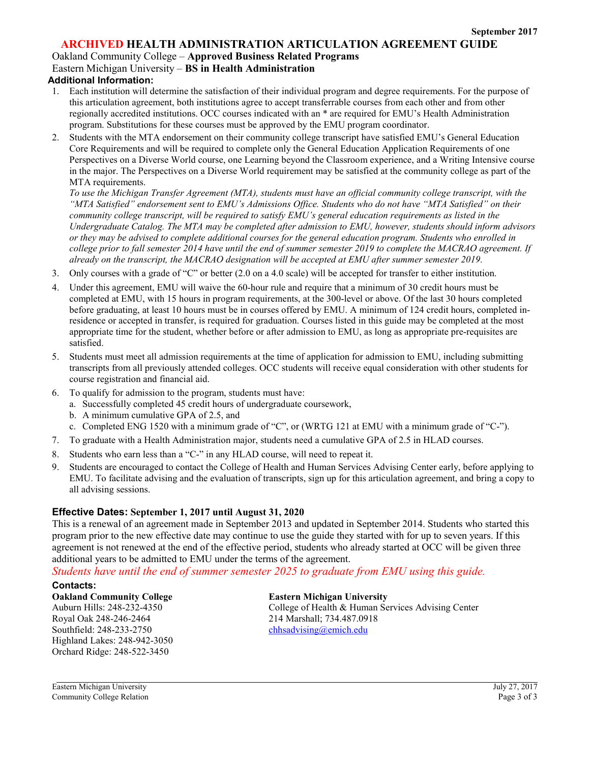September 2017

# ARCHIVED HEALTH ADMINISTRATION ARTICULATION AGREEMENT GUIDE

Oakland Community College – **Approved Business Related Programs**

Eastern Michigan University – **BS in Health Administration**

### Additional Information:

1. Each institution will determine the satisfaction of their individual program and degree requirements. For the purpose of this articulation agreement, both institutions agree to accept transferrable courses from each other and from other regionally accredited institutions. OCC courses indicated with an * are required for EMU's Health Administration program. Substitutions for these courses must be approved by the EMU program coordinator.
2. Students with the MTA endorsement on their community college transcript have satisfied EMU's General Education Core Requirements and will be required to complete only the General Education Application Requirements of one Perspectives on a Diverse World course, one Learning beyond the Classroom experience, and a Writing Intensive course in the major. The Perspectives on a Diverse World requirement may be satisfied at the community college as part of the MTA requirements.
   *To use the Michigan Transfer Agreement (MTA), students must have an official community college transcript, with the "MTA Satisfied" endorsement sent to EMU's Admissions Office. Students who do not have "MTA Satisfied" on their community college transcript, will be required to satisfy EMU's general education requirements as listed in the Undergraduate Catalog. The MTA may be completed after admission to EMU, however, students should inform advisors or they may be advised to complete additional courses for the general education program. Students who enrolled in college prior to fall semester 2014 have until the end of summer semester 2019 to complete the MACRAO agreement. If already on the transcript, the MACRAO designation will be accepted at EMU after summer semester 2019.*
3. Only courses with a grade of "C" or better (2.0 on a 4.0 scale) will be accepted for transfer to either institution.
4. Under this agreement, EMU will waive the 60-hour rule and require that a minimum of 30 credit hours must be completed at EMU, with 15 hours in program requirements, at the 300-level or above. Of the last 30 hours completed before graduating, at least 10 hours must be in courses offered by EMU. A minimum of 124 credit hours, completed in-residence or accepted in transfer, is required for graduation. Courses listed in this guide may be completed at the most appropriate time for the student, whether before or after admission to EMU, as long as appropriate pre-requisites are satisfied.
5. Students must meet all admission requirements at the time of application for admission to EMU, including submitting transcripts from all previously attended colleges. OCC students will receive equal consideration with other students for course registration and financial aid.
6. To qualify for admission to the program, students must have:
   a. Successfully completed 45 credit hours of undergraduate coursework,
   b. A minimum cumulative GPA of 2.5, and
   c. Completed ENG 1520 with a minimum grade of "C", or (WRTG 121 at EMU with a minimum grade of "C-").
7. To graduate with a Health Administration major, students need a cumulative GPA of 2.5 in HLAD courses.
8. Students who earn less than a "C-" in any HLAD course, will need to repeat it.
9. Students are encouraged to contact the College of Health and Human Services Advising Center early, before applying to EMU. To facilitate advising and the evaluation of transcripts, sign up for this articulation agreement, and bring a copy to all advising sessions.

### Effective Dates: September 1, 2017 until August 31, 2020

This is a renewal of an agreement made in September 2013 and updated in September 2014. Students who started this program prior to the new effective date may continue to use the guide they started with for up to seven years. If this agreement is not renewed at the end of the effective period, students who already started at OCC will be given three additional years to be admitted to EMU under the terms of the agreement.

*Students have until the end of summer semester 2025 to graduate from EMU using this guide.*

### Contacts:

**Oakland Community College**
Auburn Hills: 248-232-4350
Royal Oak 248-246-2464
Southfield: 248-233-2750
Highland Lakes: 248-942-3050
Orchard Ridge: 248-522-3450

**Eastern Michigan University**
College of Health & Human Services Advising Center
214 Marshall; 734.487.0918
chhsadvising@emich.edu